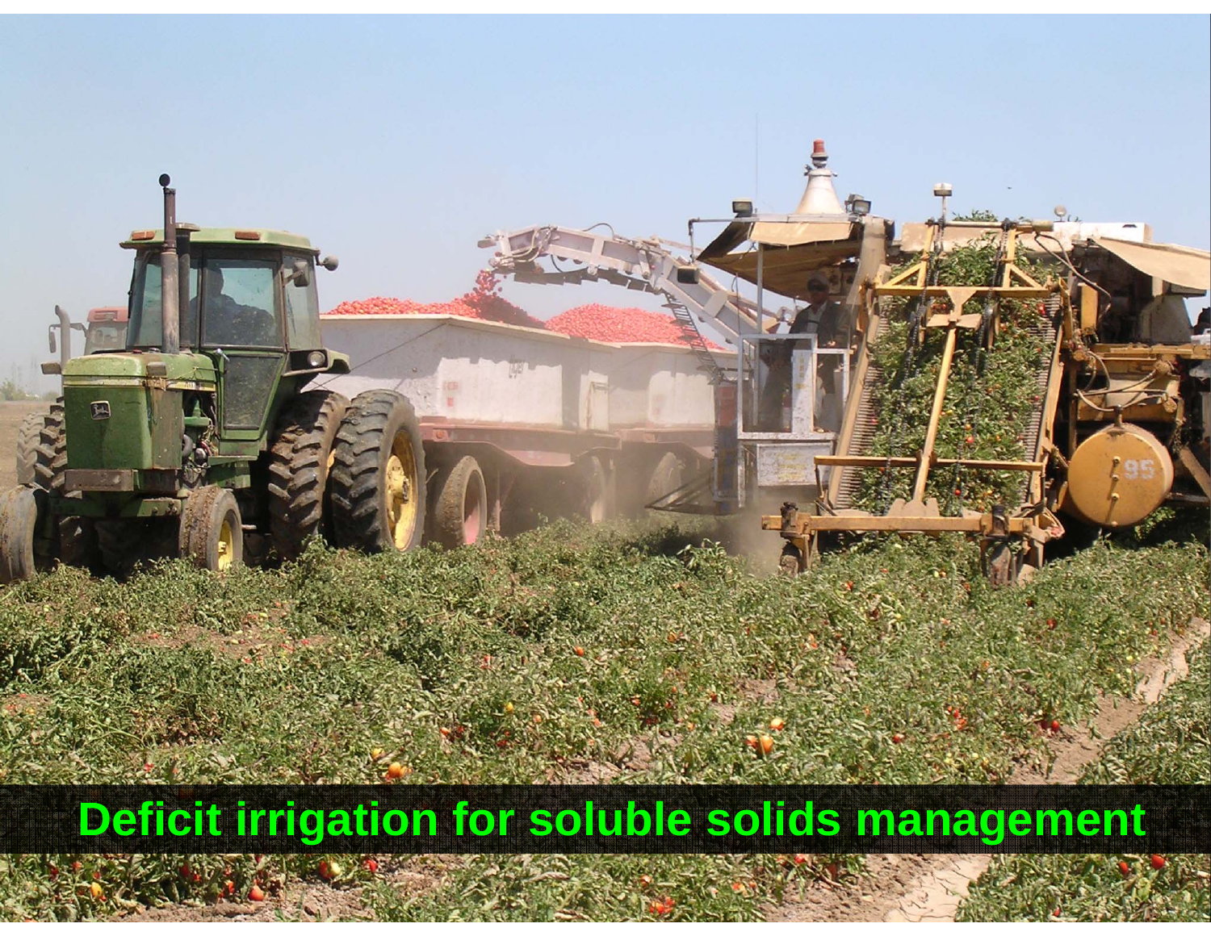# Deficit irrigation for soluble solids management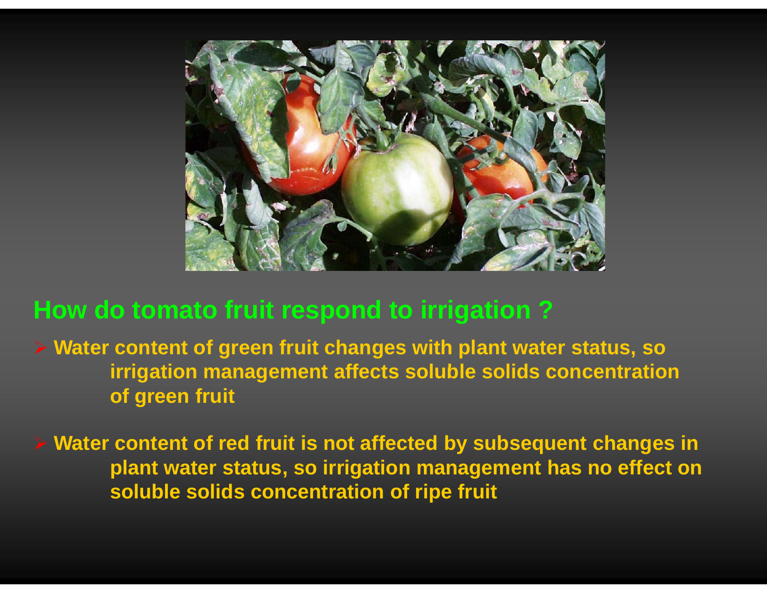## How do tomato fruit respond to irrigation ?

- **Water content of green fruit changes with plant water status, so irrigation management affects soluble solids concentration of green fruit**

- **Water content of red fruit is not affected by subsequent changes in plant water status, so irrigation management has no effect on soluble solids concentration of ripe fruit**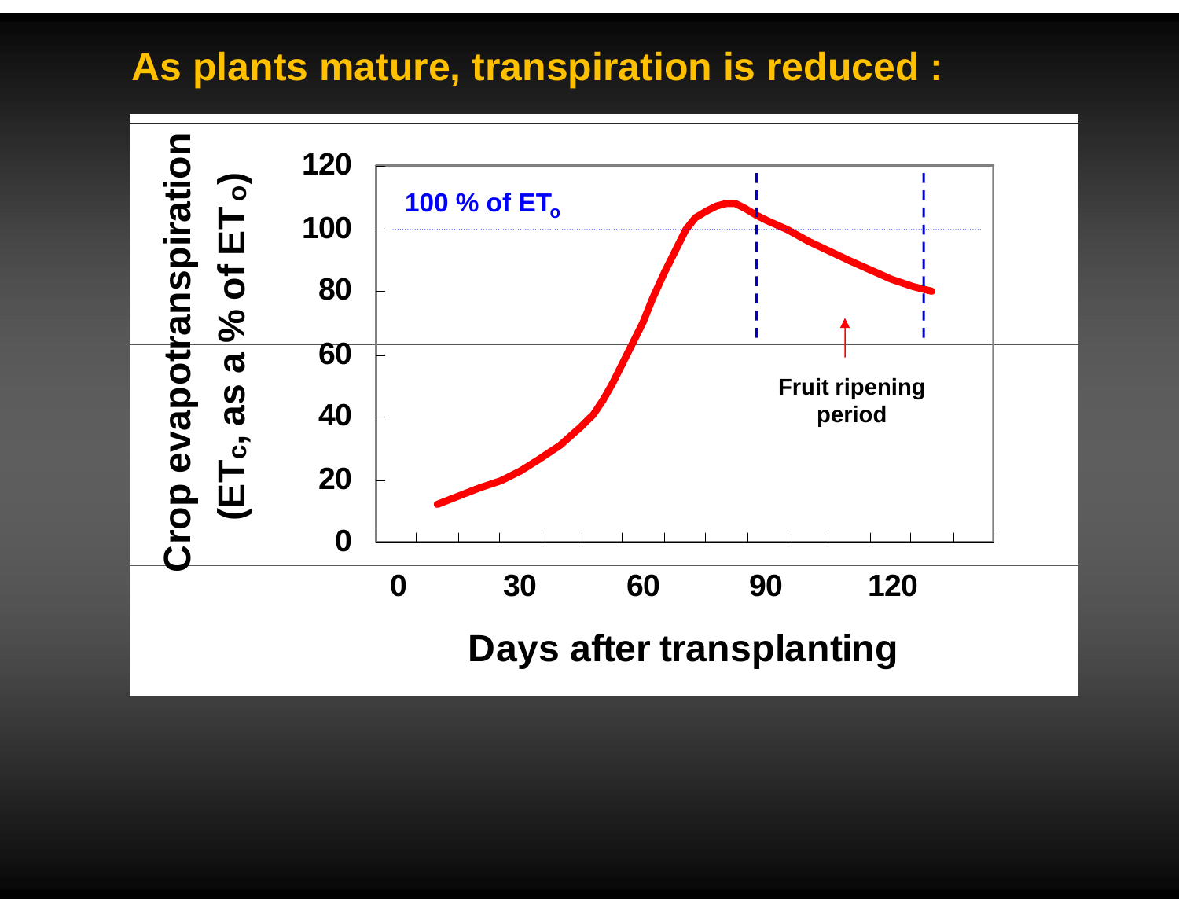# As plants mature, transpiration is reduced :

Crop evapotranspiration ($ET_c$, as a % of $ET_o$)

120

100

80

60

40

20

0

100 % of $ET_o$

Fruit ripening period

0 30 60 90 120

Days after transplanting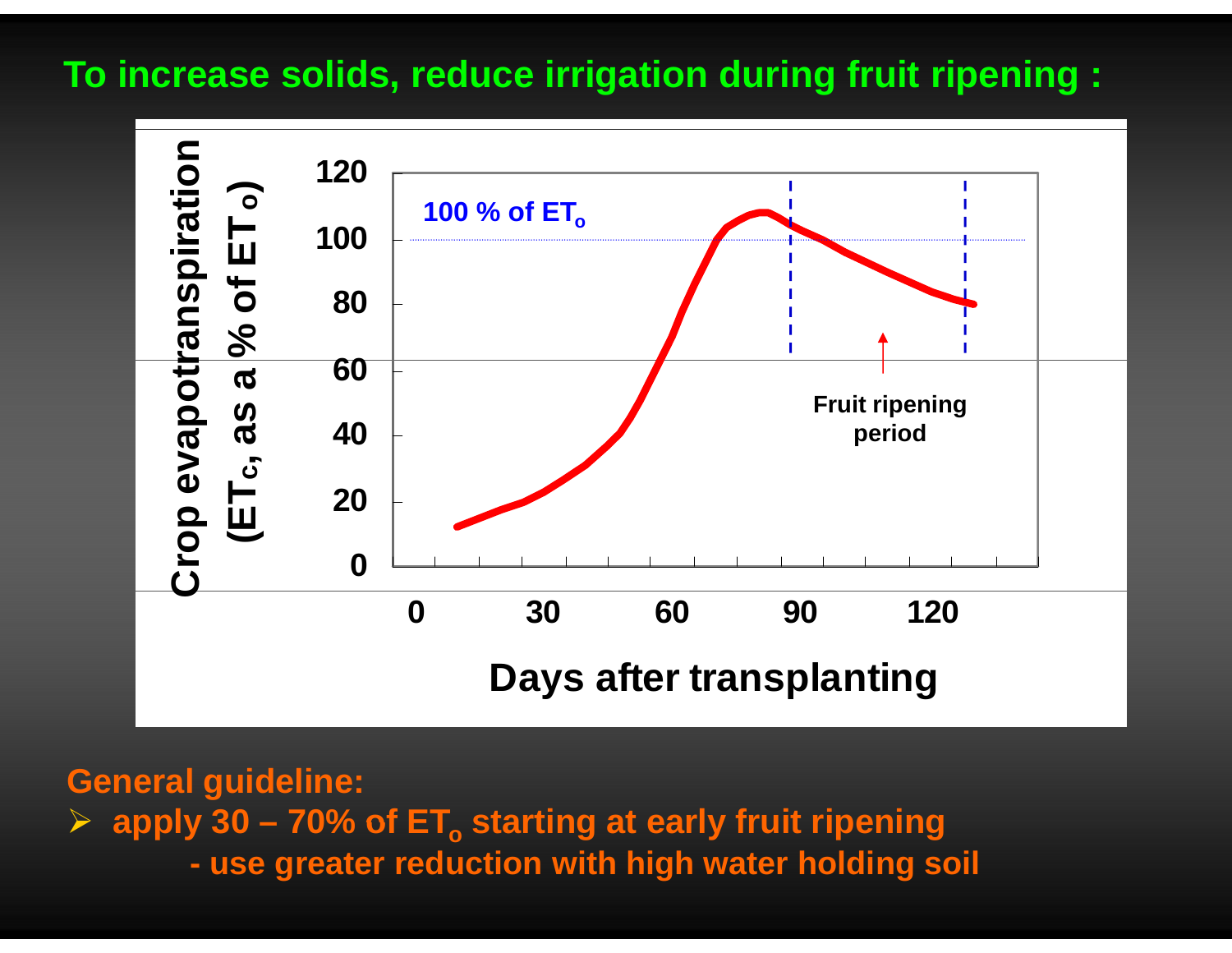## To increase solids, reduce irrigation during fruit ripening :

Crop evapotranspiration ($ET_c$, as a % of $ET_o$)

100 % of $ET_o$

Fruit ripening period

Days after transplanting

**General guideline:**

- apply 30 – 70% of $ET_o$ starting at early fruit ripening
  - use greater reduction with high water holding soil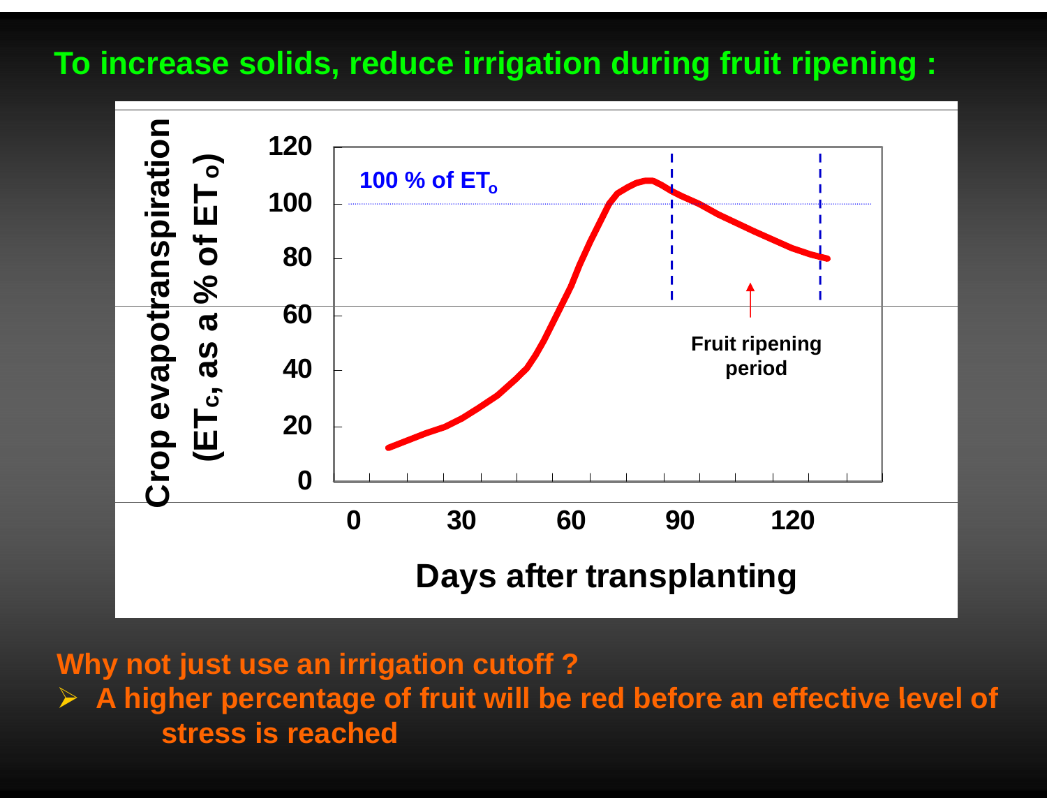# To increase solids, reduce irrigation during fruit ripening :

Crop evapotranspiration ($ET_c$, as a % of $ET_o$)

100 % of $ET_o$

Fruit ripening period

Days after transplanting

**Why not just use an irrigation cutoff ?**

- **A higher percentage of fruit will be red before an effective level of stress is reached**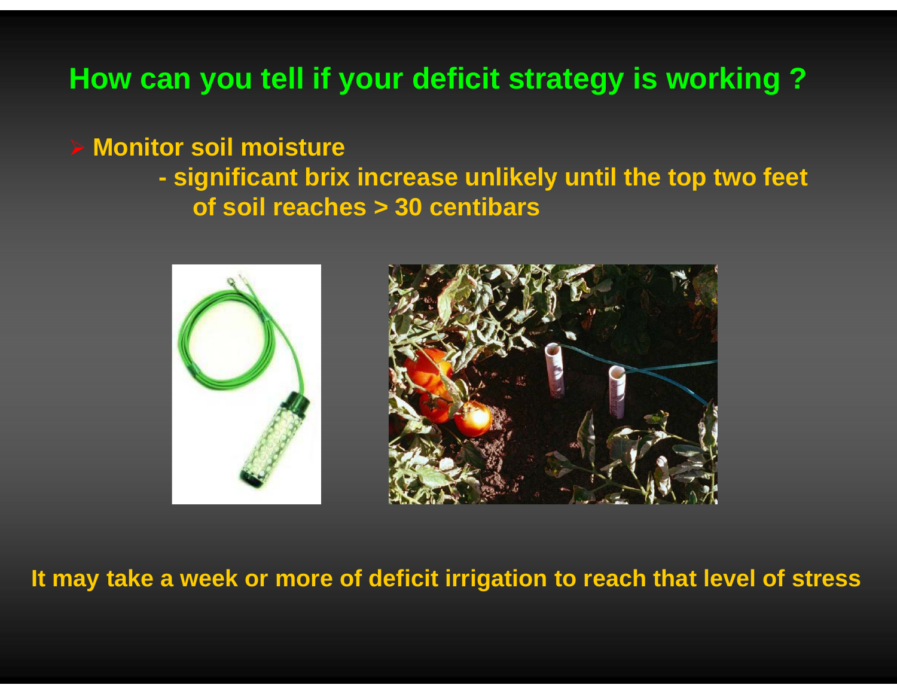# How can you tell if your deficit strategy is working ?

- **Monitor soil moisture**
  - **significant brix increase unlikely until the top two feet of soil reaches > 30 centibars**

**It may take a week or more of deficit irrigation to reach that level of stress**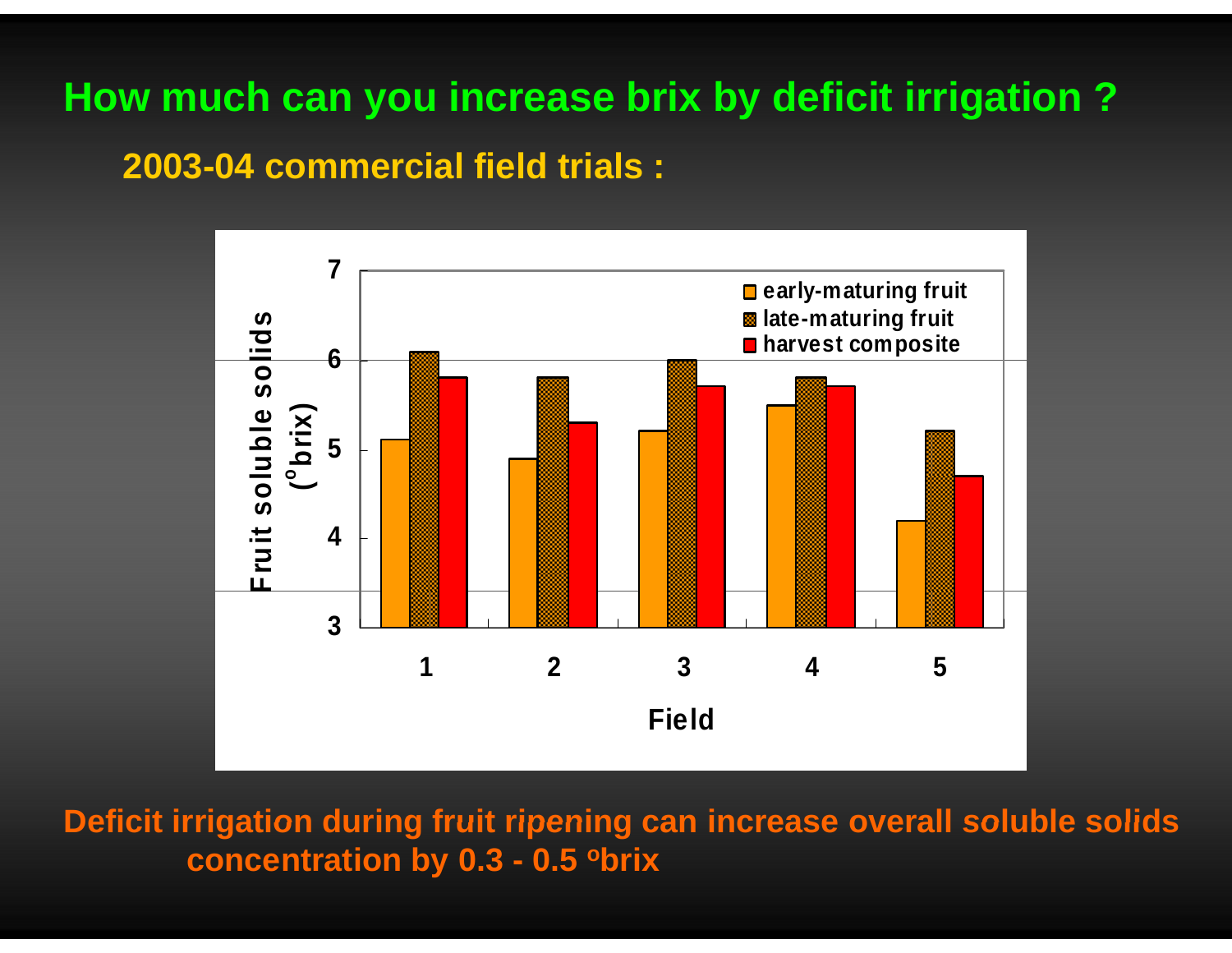# How much can you increase brix by deficit irrigation ?

## 2003-04 commercial field trials :

| Field | early-maturing fruit | late-maturing fruit | harvest composite |
|---|---|---|---|
| 1 | 5.1 | 6.1 | 5.8 |
| 2 | 4.9 | 5.8 | 5.3 |
| 3 | 5.2 | 6.0 | 5.7 |
| 4 | 5.5 | 5.8 | 5.7 |
| 5 | 4.2 | 5.2 | 4.7 |

Fruit soluble solids (°brix) by Field

**Deficit irrigation during fruit ripening can increase overall soluble solids concentration by 0.3 - 0.5 ºbrix**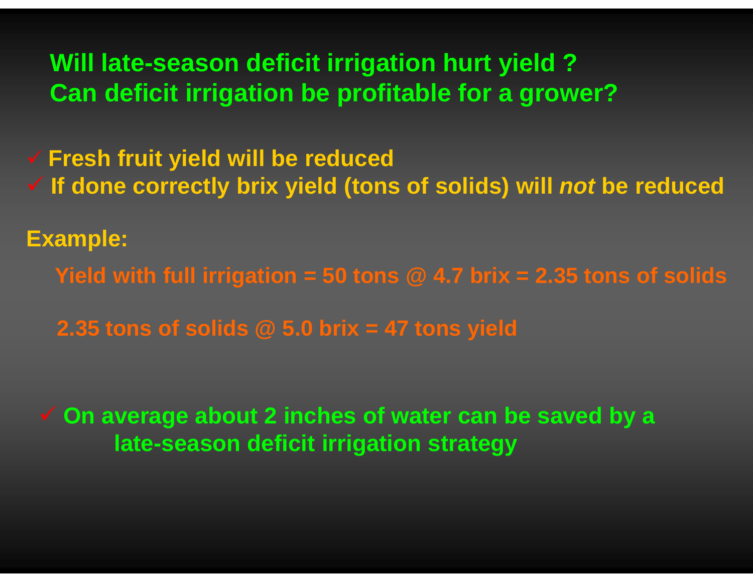## Will late-season deficit irrigation hurt yield ?
## Can deficit irrigation be profitable for a grower?

- ✓ **Fresh fruit yield will be reduced**
- ✓ **If done correctly brix yield (tons of solids) will *not* be reduced**

**Example:**

**Yield with full irrigation = 50 tons @ 4.7 brix = 2.35 tons of solids**

**2.35 tons of solids @ 5.0 brix = 47 tons yield**

- ✓ **On average about 2 inches of water can be saved by a late-season deficit irrigation strategy**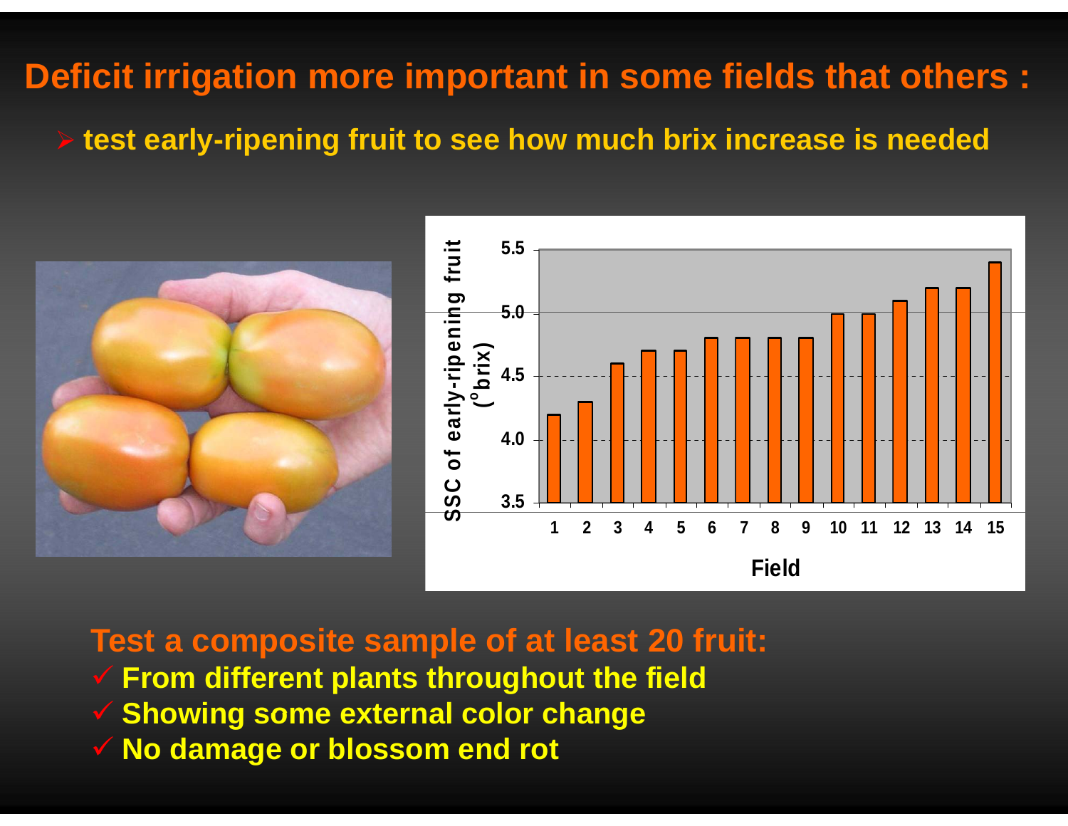# Deficit irrigation more important in some fields that others :

- test early-ripening fruit to see how much brix increase is needed

SSC of early-ripening fruit (°brix)

5.5
5.0
4.5
4.0
3.5

1 2 3 4 5 6 7 8 9 10 11 12 13 14 15

Field

## Test a composite sample of at least 20 fruit:

- ✓ From different plants throughout the field
- ✓ Showing some external color change
- ✓ No damage or blossom end rot